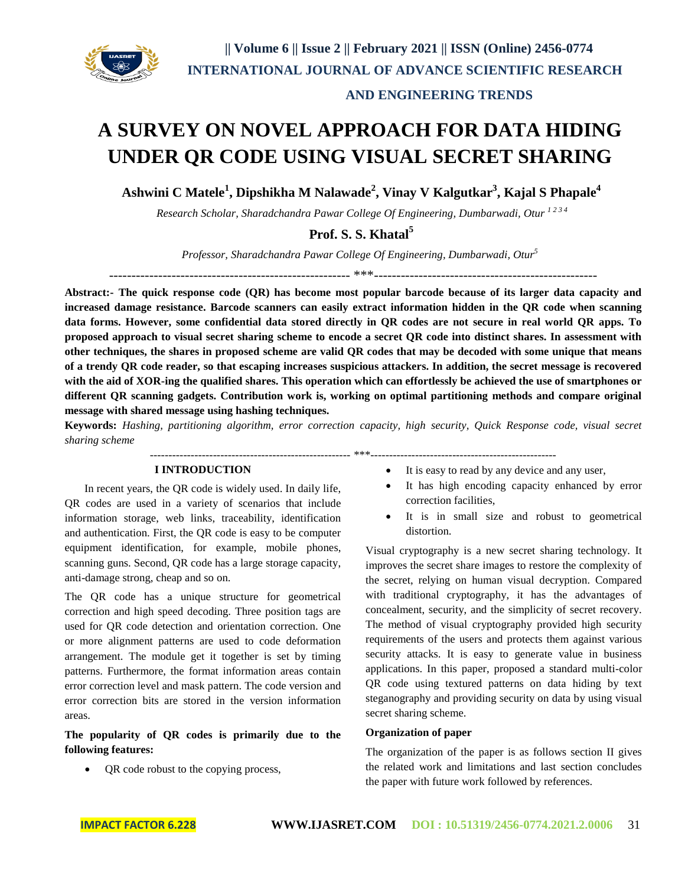# A SURVEY ON NOVEL APPROACH FOR DATA HIDING UNDER QR CODE USING VISUAL SECRET SHARING

**Ashwini C Matele[1], Dipshikha M Nalawade[2], Vinay V Kalgutkar[3], Kajal S Phapale[4]**

*Research Scholar, Sharadchandra Pawar College Of Engineering, Dumbarwadi, Otur [1 2 3 4]*

**Prof. S. S. Khatal[5]**

*Professor, Sharadchandra Pawar College Of Engineering, Dumbarwadi, Otur[5]*

------------------------------------------------------- ***---------------------------------------------------

**Abstract:- The quick response code (QR) has become most popular barcode because of its larger data capacity and increased damage resistance. Barcode scanners can easily extract information hidden in the QR code when scanning data forms. However, some confidential data stored directly in QR codes are not secure in real world QR apps. To proposed approach to visual secret sharing scheme to encode a secret QR code into distinct shares. In assessment with other techniques, the shares in proposed scheme are valid QR codes that may be decoded with some unique that means of a trendy QR code reader, so that escaping increases suspicious attackers. In addition, the secret message is recovered with the aid of XOR-ing the qualified shares. This operation which can effortlessly be achieved the use of smartphones or different QR scanning gadgets. Contribution work is, working on optimal partitioning methods and compare original message with shared message using hashing techniques.**

**Keywords:** *Hashing, partitioning algorithm, error correction capacity, high security, Quick Response code, visual secret sharing scheme*

------------------------------------------------------- ***---------------------------------------------------

## I INTRODUCTION

In recent years, the QR code is widely used. In daily life, QR codes are used in a variety of scenarios that include information storage, web links, traceability, identification and authentication. First, the QR code is easy to be computer equipment identification, for example, mobile phones, scanning guns. Second, QR code has a large storage capacity, anti-damage strong, cheap and so on.

The QR code has a unique structure for geometrical correction and high speed decoding. Three position tags are used for QR code detection and orientation correction. One or more alignment patterns are used to code deformation arrangement. The module get it together is set by timing patterns. Furthermore, the format information areas contain error correction level and mask pattern. The code version and error correction bits are stored in the version information areas.

**The popularity of QR codes is primarily due to the following features:**

- QR code robust to the copying process,
- It is easy to read by any device and any user,
- It has high encoding capacity enhanced by error correction facilities,
- It is in small size and robust to geometrical distortion.

Visual cryptography is a new secret sharing technology. It improves the secret share images to restore the complexity of the secret, relying on human visual decryption. Compared with traditional cryptography, it has the advantages of concealment, security, and the simplicity of secret recovery. The method of visual cryptography provided high security requirements of the users and protects them against various security attacks. It is easy to generate value in business applications. In this paper, proposed a standard multi-color QR code using textured patterns on data hiding by text steganography and providing security on data by using visual secret sharing scheme.

**Organization of paper**

The organization of the paper is as follows section II gives the related work and limitations and last section concludes the paper with future work followed by references.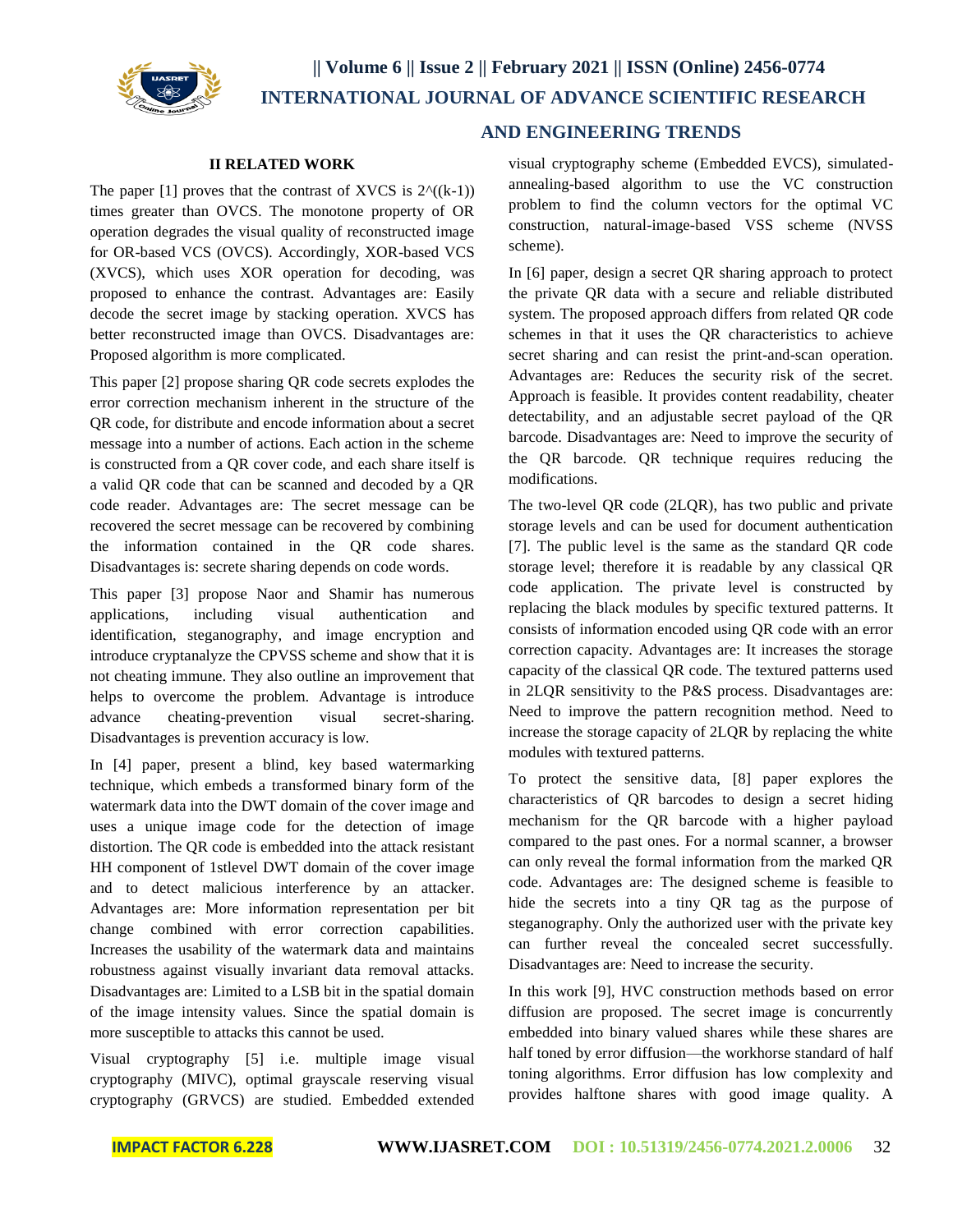## II RELATED WORK

The paper [1] proves that the contrast of XVCS is $2^{((k-1))}$ times greater than OVCS. The monotone property of OR operation degrades the visual quality of reconstructed image for OR-based VCS (OVCS). Accordingly, XOR-based VCS (XVCS), which uses XOR operation for decoding, was proposed to enhance the contrast. Advantages are: Easily decode the secret image by stacking operation. XVCS has better reconstructed image than OVCS. Disadvantages are: Proposed algorithm is more complicated.

This paper [2] propose sharing QR code secrets explodes the error correction mechanism inherent in the structure of the QR code, for distribute and encode information about a secret message into a number of actions. Each action in the scheme is constructed from a QR cover code, and each share itself is a valid QR code that can be scanned and decoded by a QR code reader. Advantages are: The secret message can be recovered the secret message can be recovered by combining the information contained in the QR code shares. Disadvantages is: secrete sharing depends on code words.

This paper [3] propose Naor and Shamir has numerous applications, including visual authentication and identification, steganography, and image encryption and introduce cryptanalyze the CPVSS scheme and show that it is not cheating immune. They also outline an improvement that helps to overcome the problem. Advantage is introduce advance cheating-prevention visual secret-sharing. Disadvantages is prevention accuracy is low.

In [4] paper, present a blind, key based watermarking technique, which embeds a transformed binary form of the watermark data into the DWT domain of the cover image and uses a unique image code for the detection of image distortion. The QR code is embedded into the attack resistant HH component of 1stlevel DWT domain of the cover image and to detect malicious interference by an attacker. Advantages are: More information representation per bit change combined with error correction capabilities. Increases the usability of the watermark data and maintains robustness against visually invariant data removal attacks. Disadvantages are: Limited to a LSB bit in the spatial domain of the image intensity values. Since the spatial domain is more susceptible to attacks this cannot be used.

Visual cryptography [5] i.e. multiple image visual cryptography (MIVC), optimal grayscale reserving visual cryptography (GRVCS) are studied. Embedded extended visual cryptography scheme (Embedded EVCS), simulated-annealing-based algorithm to use the VC construction problem to find the column vectors for the optimal VC construction, natural-image-based VSS scheme (NVSS scheme).

In [6] paper, design a secret QR sharing approach to protect the private QR data with a secure and reliable distributed system. The proposed approach differs from related QR code schemes in that it uses the QR characteristics to achieve secret sharing and can resist the print-and-scan operation. Advantages are: Reduces the security risk of the secret. Approach is feasible. It provides content readability, cheater detectability, and an adjustable secret payload of the QR barcode. Disadvantages are: Need to improve the security of the QR barcode. QR technique requires reducing the modifications.

The two-level QR code (2LQR), has two public and private storage levels and can be used for document authentication [7]. The public level is the same as the standard QR code storage level; therefore it is readable by any classical QR code application. The private level is constructed by replacing the black modules by specific textured patterns. It consists of information encoded using QR code with an error correction capacity. Advantages are: It increases the storage capacity of the classical QR code. The textured patterns used in 2LQR sensitivity to the P&S process. Disadvantages are: Need to improve the pattern recognition method. Need to increase the storage capacity of 2LQR by replacing the white modules with textured patterns.

To protect the sensitive data, [8] paper explores the characteristics of QR barcodes to design a secret hiding mechanism for the QR barcode with a higher payload compared to the past ones. For a normal scanner, a browser can only reveal the formal information from the marked QR code. Advantages are: The designed scheme is feasible to hide the secrets into a tiny QR tag as the purpose of steganography. Only the authorized user with the private key can further reveal the concealed secret successfully. Disadvantages are: Need to increase the security.

In this work [9], HVC construction methods based on error diffusion are proposed. The secret image is concurrently embedded into binary valued shares while these shares are half toned by error diffusion—the workhorse standard of half toning algorithms. Error diffusion has low complexity and provides halftone shares with good image quality. A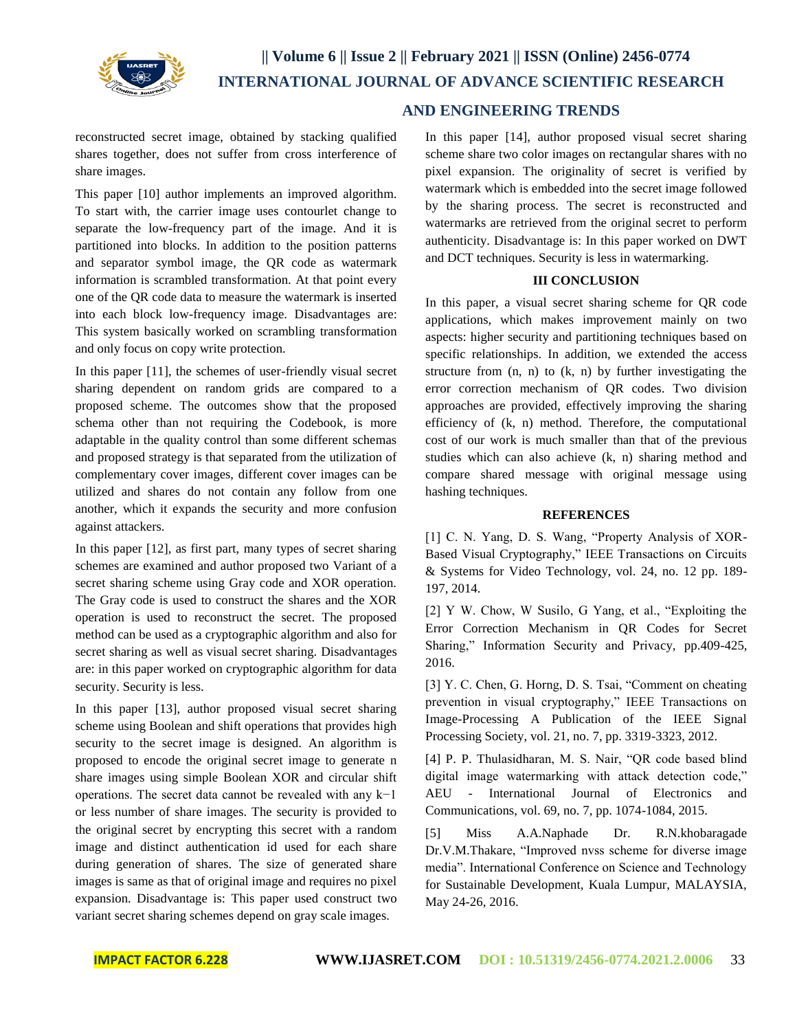reconstructed secret image, obtained by stacking qualified shares together, does not suffer from cross interference of share images.

This paper [10] author implements an improved algorithm. To start with, the carrier image uses contourlet change to separate the low-frequency part of the image. And it is partitioned into blocks. In addition to the position patterns and separator symbol image, the QR code as watermark information is scrambled transformation. At that point every one of the QR code data to measure the watermark is inserted into each block low-frequency image. Disadvantages are: This system basically worked on scrambling transformation and only focus on copy write protection.

In this paper [11], the schemes of user-friendly visual secret sharing dependent on random grids are compared to a proposed scheme. The outcomes show that the proposed schema other than not requiring the Codebook, is more adaptable in the quality control than some different schemas and proposed strategy is that separated from the utilization of complementary cover images, different cover images can be utilized and shares do not contain any follow from one another, which it expands the security and more confusion against attackers.

In this paper [12], as first part, many types of secret sharing schemes are examined and author proposed two Variant of a secret sharing scheme using Gray code and XOR operation. The Gray code is used to construct the shares and the XOR operation is used to reconstruct the secret. The proposed method can be used as a cryptographic algorithm and also for secret sharing as well as visual secret sharing. Disadvantages are: in this paper worked on cryptographic algorithm for data security. Security is less.

In this paper [13], author proposed visual secret sharing scheme using Boolean and shift operations that provides high security to the secret image is designed. An algorithm is proposed to encode the original secret image to generate n share images using simple Boolean XOR and circular shift operations. The secret data cannot be revealed with any $k-1$ or less number of share images. The security is provided to the original secret by encrypting this secret with a random image and distinct authentication id used for each share during generation of shares. The size of generated share images is same as that of original image and requires no pixel expansion. Disadvantage is: This paper used construct two variant secret sharing schemes depend on gray scale images.

In this paper [14], author proposed visual secret sharing scheme share two color images on rectangular shares with no pixel expansion. The originality of secret is verified by watermark which is embedded into the secret image followed by the sharing process. The secret is reconstructed and watermarks are retrieved from the original secret to perform authenticity. Disadvantage is: In this paper worked on DWT and DCT techniques. Security is less in watermarking.

## III CONCLUSION

In this paper, a visual secret sharing scheme for QR code applications, which makes improvement mainly on two aspects: higher security and partitioning techniques based on specific relationships. In addition, we extended the access structure from (n, n) to (k, n) by further investigating the error correction mechanism of QR codes. Two division approaches are provided, effectively improving the sharing efficiency of (k, n) method. Therefore, the computational cost of our work is much smaller than that of the previous studies which can also achieve (k, n) sharing method and compare shared message with original message using hashing techniques.

## REFERENCES

[1] C. N. Yang, D. S. Wang, "Property Analysis of XOR-Based Visual Cryptography," IEEE Transactions on Circuits & Systems for Video Technology, vol. 24, no. 12 pp. 189-197, 2014.

[2] Y W. Chow, W Susilo, G Yang, et al., "Exploiting the Error Correction Mechanism in QR Codes for Secret Sharing," Information Security and Privacy, pp.409-425, 2016.

[3] Y. C. Chen, G. Horng, D. S. Tsai, "Comment on cheating prevention in visual cryptography," IEEE Transactions on Image-Processing A Publication of the IEEE Signal Processing Society, vol. 21, no. 7, pp. 3319-3323, 2012.

[4] P. P. Thulasidharan, M. S. Nair, "QR code based blind digital image watermarking with attack detection code," AEU - International Journal of Electronics and Communications, vol. 69, no. 7, pp. 1074-1084, 2015.

[5] Miss A.A.Naphade Dr. R.N.khobaragade Dr.V.M.Thakare, "Improved nvss scheme for diverse image media". International Conference on Science and Technology for Sustainable Development, Kuala Lumpur, MALAYSIA, May 24-26, 2016.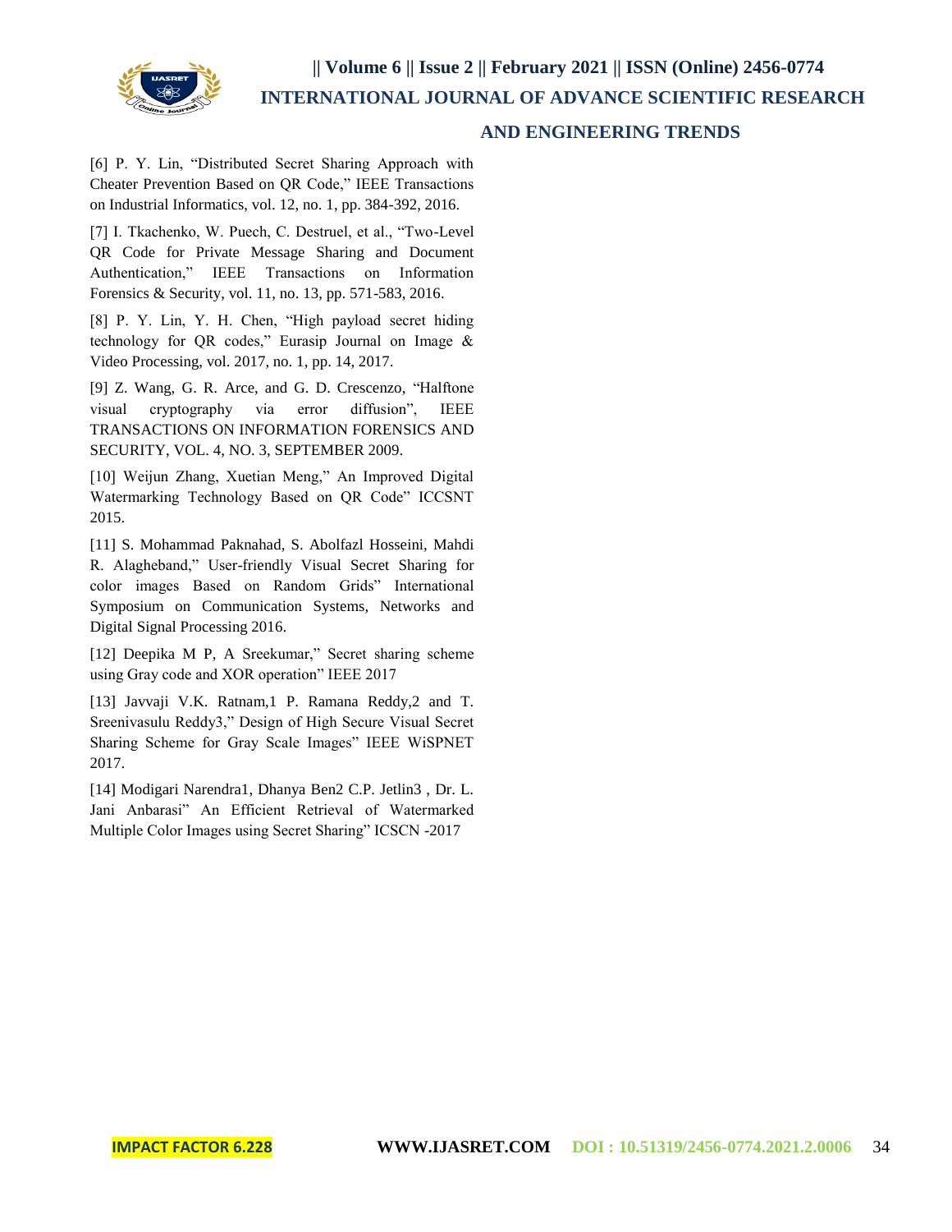[6] P. Y. Lin, "Distributed Secret Sharing Approach with Cheater Prevention Based on QR Code," IEEE Transactions on Industrial Informatics, vol. 12, no. 1, pp. 384-392, 2016.

[7] I. Tkachenko, W. Puech, C. Destruel, et al., "Two-Level QR Code for Private Message Sharing and Document Authentication," IEEE Transactions on Information Forensics & Security, vol. 11, no. 13, pp. 571-583, 2016.

[8] P. Y. Lin, Y. H. Chen, "High payload secret hiding technology for QR codes," Eurasip Journal on Image & Video Processing, vol. 2017, no. 1, pp. 14, 2017.

[9] Z. Wang, G. R. Arce, and G. D. Crescenzo, "Halftone visual cryptography via error diffusion", IEEE TRANSACTIONS ON INFORMATION FORENSICS AND SECURITY, VOL. 4, NO. 3, SEPTEMBER 2009.

[10] Weijun Zhang, Xuetian Meng," An Improved Digital Watermarking Technology Based on QR Code" ICCSNT 2015.

[11] S. Mohammad Paknahad, S. Abolfazl Hosseini, Mahdi R. Alagheband," User-friendly Visual Secret Sharing for color images Based on Random Grids" International Symposium on Communication Systems, Networks and Digital Signal Processing 2016.

[12] Deepika M P, A Sreekumar," Secret sharing scheme using Gray code and XOR operation" IEEE 2017

[13] Javvaji V.K. Ratnam,1 P. Ramana Reddy,2 and T. Sreenivasulu Reddy3," Design of High Secure Visual Secret Sharing Scheme for Gray Scale Images" IEEE WiSPNET 2017.

[14] Modigari Narendra1, Dhanya Ben2 C.P. Jetlin3 , Dr. L. Jani Anbarasi" An Efficient Retrieval of Watermarked Multiple Color Images using Secret Sharing" ICSCN -2017